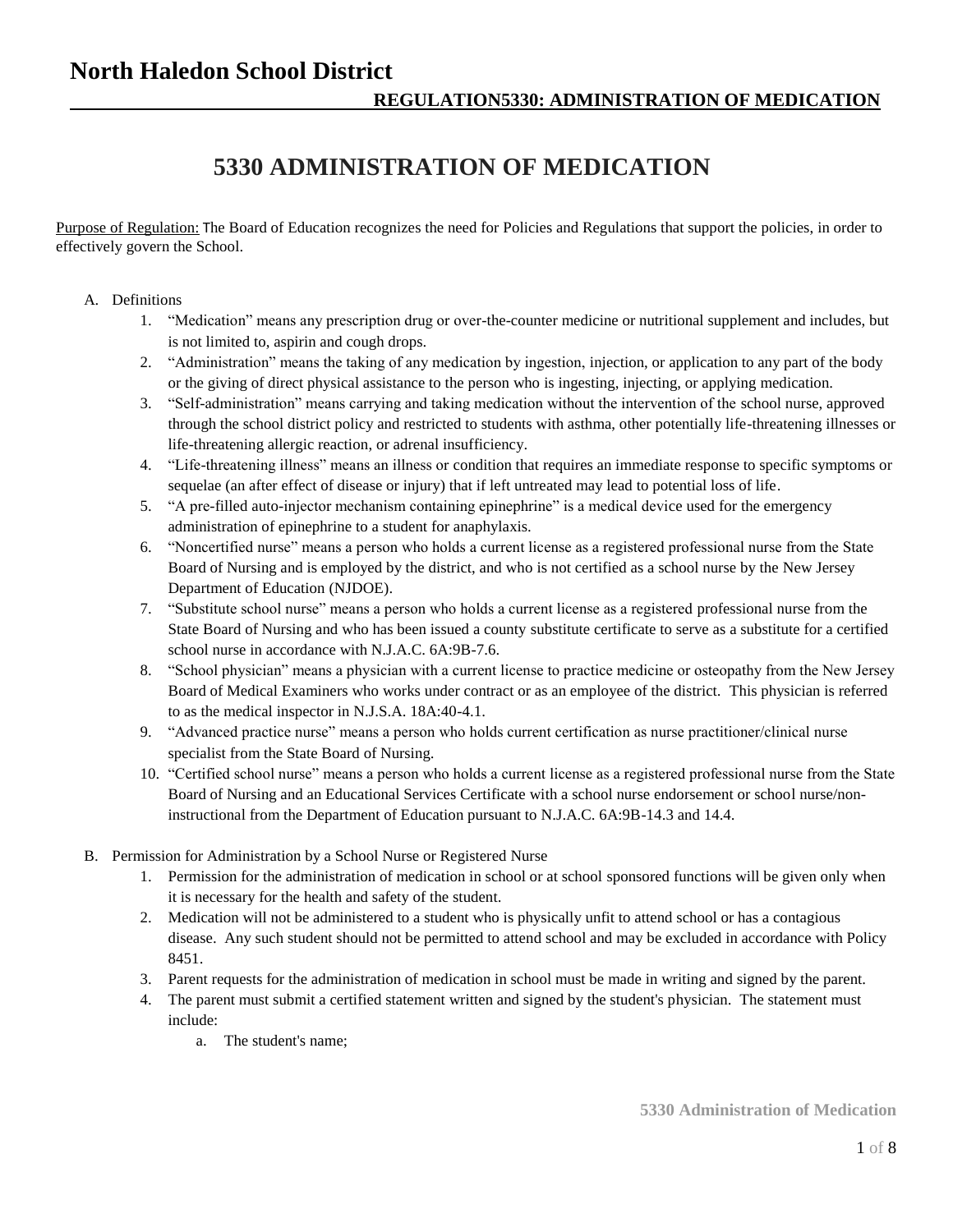# North Haledon School District

## REGULATION5330: ADMINISTRATION OF MEDICATION

# 5330 ADMINISTRATION OF MEDICATION

Purpose of Regulation: The Board of Education recognizes the need for Policies and Regulations that support the policies, in order to effectively govern the School.

A. Definitions
   1. "Medication" means any prescription drug or over-the-counter medicine or nutritional supplement and includes, but is not limited to, aspirin and cough drops.
   2. "Administration" means the taking of any medication by ingestion, injection, or application to any part of the body or the giving of direct physical assistance to the person who is ingesting, injecting, or applying medication.
   3. "Self-administration" means carrying and taking medication without the intervention of the school nurse, approved through the school district policy and restricted to students with asthma, other potentially life-threatening illnesses or life-threatening allergic reaction, or adrenal insufficiency.
   4. "Life-threatening illness" means an illness or condition that requires an immediate response to specific symptoms or sequelae (an after effect of disease or injury) that if left untreated may lead to potential loss of life.
   5. "A pre-filled auto-injector mechanism containing epinephrine" is a medical device used for the emergency administration of epinephrine to a student for anaphylaxis.
   6. "Noncertified nurse" means a person who holds a current license as a registered professional nurse from the State Board of Nursing and is employed by the district, and who is not certified as a school nurse by the New Jersey Department of Education (NJDOE).
   7. "Substitute school nurse" means a person who holds a current license as a registered professional nurse from the State Board of Nursing and who has been issued a county substitute certificate to serve as a substitute for a certified school nurse in accordance with N.J.A.C. 6A:9B-7.6.
   8. "School physician" means a physician with a current license to practice medicine or osteopathy from the New Jersey Board of Medical Examiners who works under contract or as an employee of the district. This physician is referred to as the medical inspector in N.J.S.A. 18A:40-4.1.
   9. "Advanced practice nurse" means a person who holds current certification as nurse practitioner/clinical nurse specialist from the State Board of Nursing.
   10. "Certified school nurse" means a person who holds a current license as a registered professional nurse from the State Board of Nursing and an Educational Services Certificate with a school nurse endorsement or school nurse/non-instructional from the Department of Education pursuant to N.J.A.C. 6A:9B-14.3 and 14.4.

B. Permission for Administration by a School Nurse or Registered Nurse
   1. Permission for the administration of medication in school or at school sponsored functions will be given only when it is necessary for the health and safety of the student.
   2. Medication will not be administered to a student who is physically unfit to attend school or has a contagious disease. Any such student should not be permitted to attend school and may be excluded in accordance with Policy 8451.
   3. Parent requests for the administration of medication in school must be made in writing and signed by the parent.
   4. The parent must submit a certified statement written and signed by the student's physician. The statement must include:
      a. The student's name;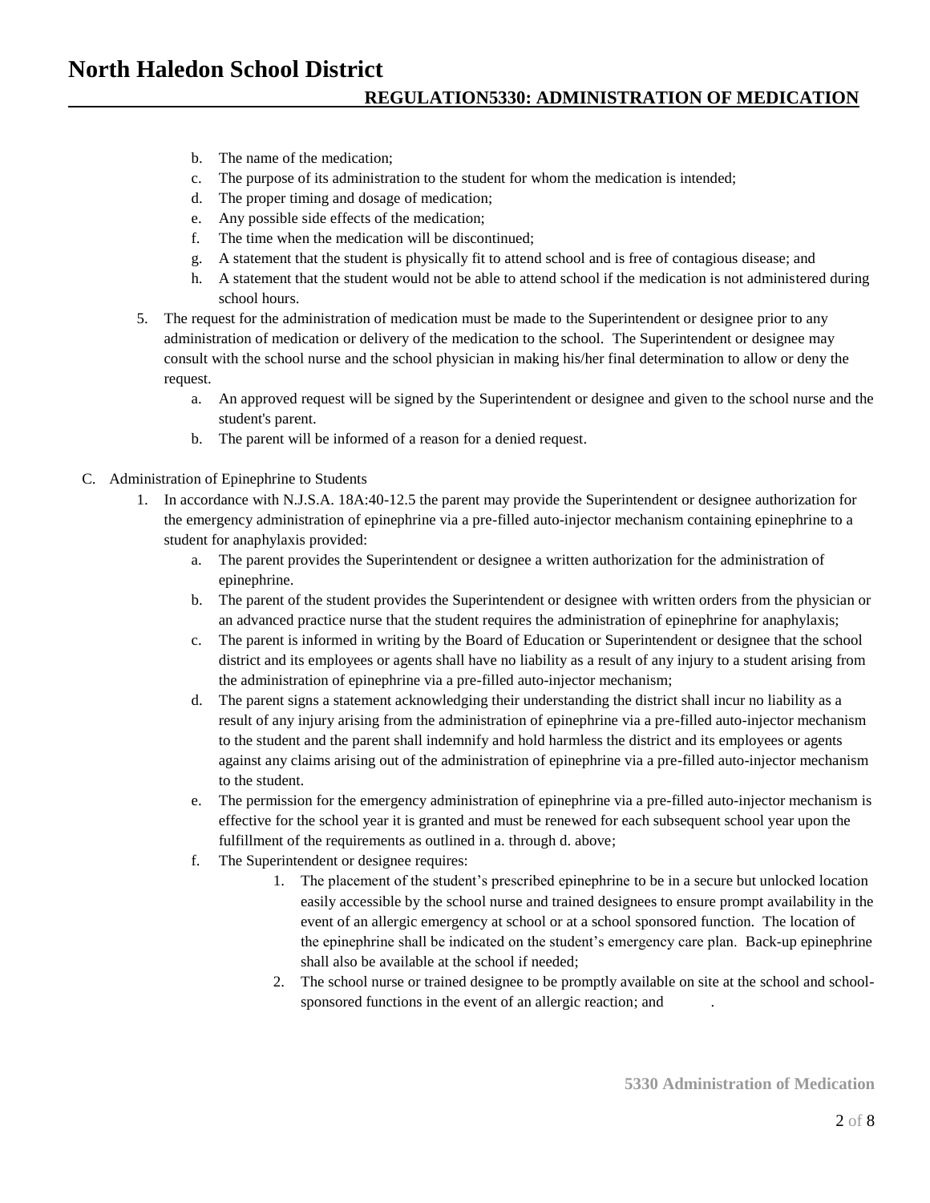b. The name of the medication;
c. The purpose of its administration to the student for whom the medication is intended;
d. The proper timing and dosage of medication;
e. Any possible side effects of the medication;
f. The time when the medication will be discontinued;
g. A statement that the student is physically fit to attend school and is free of contagious disease; and
h. A statement that the student would not be able to attend school if the medication is not administered during school hours.

5. The request for the administration of medication must be made to the Superintendent or designee prior to any administration of medication or delivery of the medication to the school. The Superintendent or designee may consult with the school nurse and the school physician in making his/her final determination to allow or deny the request.
   a. An approved request will be signed by the Superintendent or designee and given to the school nurse and the student's parent.
   b. The parent will be informed of a reason for a denied request.

C. Administration of Epinephrine to Students

1. In accordance with N.J.S.A. 18A:40-12.5 the parent may provide the Superintendent or designee authorization for the emergency administration of epinephrine via a pre-filled auto-injector mechanism containing epinephrine to a student for anaphylaxis provided:
   a. The parent provides the Superintendent or designee a written authorization for the administration of epinephrine.
   b. The parent of the student provides the Superintendent or designee with written orders from the physician or an advanced practice nurse that the student requires the administration of epinephrine for anaphylaxis;
   c. The parent is informed in writing by the Board of Education or Superintendent or designee that the school district and its employees or agents shall have no liability as a result of any injury to a student arising from the administration of epinephrine via a pre-filled auto-injector mechanism;
   d. The parent signs a statement acknowledging their understanding the district shall incur no liability as a result of any injury arising from the administration of epinephrine via a pre-filled auto-injector mechanism to the student and the parent shall indemnify and hold harmless the district and its employees or agents against any claims arising out of the administration of epinephrine via a pre-filled auto-injector mechanism to the student.
   e. The permission for the emergency administration of epinephrine via a pre-filled auto-injector mechanism is effective for the school year it is granted and must be renewed for each subsequent school year upon the fulfillment of the requirements as outlined in a. through d. above;
   f. The Superintendent or designee requires:
      1. The placement of the student's prescribed epinephrine to be in a secure but unlocked location easily accessible by the school nurse and trained designees to ensure prompt availability in the event of an allergic emergency at school or at a school sponsored function. The location of the epinephrine shall be indicated on the student's emergency care plan. Back-up epinephrine shall also be available at the school if needed;
      2. The school nurse or trained designee to be promptly available on site at the school and school-sponsored functions in the event of an allergic reaction; and .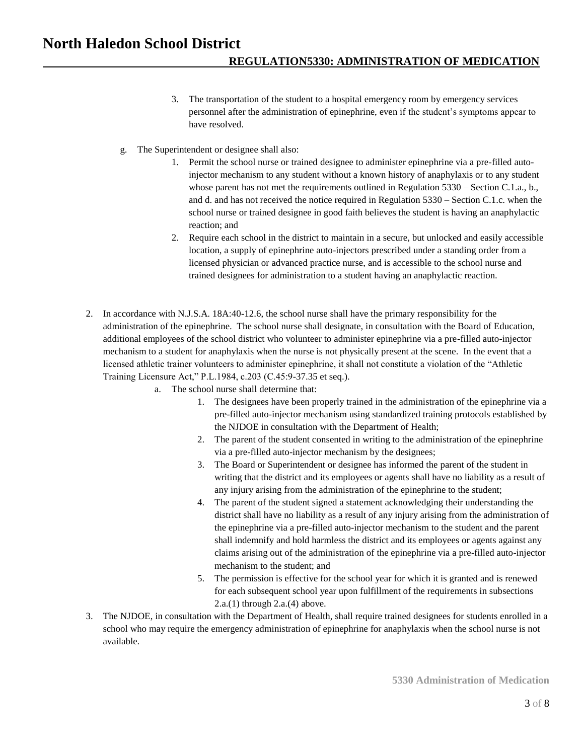3. The transportation of the student to a hospital emergency room by emergency services personnel after the administration of epinephrine, even if the student's symptoms appear to have resolved.

g. The Superintendent or designee shall also:

   1. Permit the school nurse or trained designee to administer epinephrine via a pre-filled auto-injector mechanism to any student without a known history of anaphylaxis or to any student whose parent has not met the requirements outlined in Regulation 5330 – Section C.1.a., b., and d. and has not received the notice required in Regulation 5330 – Section C.1.c. when the school nurse or trained designee in good faith believes the student is having an anaphylactic reaction; and
   2. Require each school in the district to maintain in a secure, but unlocked and easily accessible location, a supply of epinephrine auto-injectors prescribed under a standing order from a licensed physician or advanced practice nurse, and is accessible to the school nurse and trained designees for administration to a student having an anaphylactic reaction.

2. In accordance with N.J.S.A. 18A:40-12.6, the school nurse shall have the primary responsibility for the administration of the epinephrine. The school nurse shall designate, in consultation with the Board of Education, additional employees of the school district who volunteer to administer epinephrine via a pre-filled auto-injector mechanism to a student for anaphylaxis when the nurse is not physically present at the scene. In the event that a licensed athletic trainer volunteers to administer epinephrine, it shall not constitute a violation of the "Athletic Training Licensure Act," P.L.1984, c.203 (C.45:9-37.35 et seq.).

   a. The school nurse shall determine that:

      1. The designees have been properly trained in the administration of the epinephrine via a pre-filled auto-injector mechanism using standardized training protocols established by the NJDOE in consultation with the Department of Health;
      2. The parent of the student consented in writing to the administration of the epinephrine via a pre-filled auto-injector mechanism by the designees;
      3. The Board or Superintendent or designee has informed the parent of the student in writing that the district and its employees or agents shall have no liability as a result of any injury arising from the administration of the epinephrine to the student;
      4. The parent of the student signed a statement acknowledging their understanding the district shall have no liability as a result of any injury arising from the administration of the epinephrine via a pre-filled auto-injector mechanism to the student and the parent shall indemnify and hold harmless the district and its employees or agents against any claims arising out of the administration of the epinephrine via a pre-filled auto-injector mechanism to the student; and
      5. The permission is effective for the school year for which it is granted and is renewed for each subsequent school year upon fulfillment of the requirements in subsections 2.a.(1) through 2.a.(4) above.

3. The NJDOE, in consultation with the Department of Health, shall require trained designees for students enrolled in a school who may require the emergency administration of epinephrine for anaphylaxis when the school nurse is not available.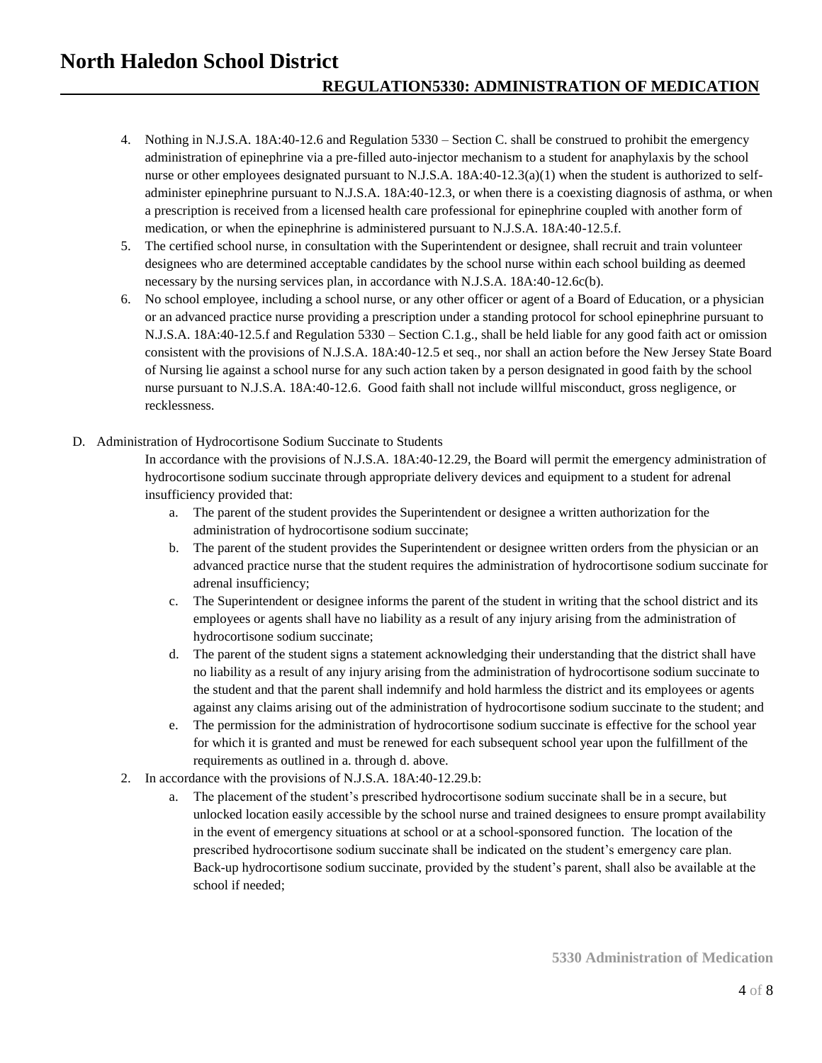4. Nothing in N.J.S.A. 18A:40-12.6 and Regulation 5330 – Section C. shall be construed to prohibit the emergency administration of epinephrine via a pre-filled auto-injector mechanism to a student for anaphylaxis by the school nurse or other employees designated pursuant to N.J.S.A. 18A:40-12.3(a)(1) when the student is authorized to self-administer epinephrine pursuant to N.J.S.A. 18A:40-12.3, or when there is a coexisting diagnosis of asthma, or when a prescription is received from a licensed health care professional for epinephrine coupled with another form of medication, or when the epinephrine is administered pursuant to N.J.S.A. 18A:40-12.5.f.
5. The certified school nurse, in consultation with the Superintendent or designee, shall recruit and train volunteer designees who are determined acceptable candidates by the school nurse within each school building as deemed necessary by the nursing services plan, in accordance with N.J.S.A. 18A:40-12.6c(b).
6. No school employee, including a school nurse, or any other officer or agent of a Board of Education, or a physician or an advanced practice nurse providing a prescription under a standing protocol for school epinephrine pursuant to N.J.S.A. 18A:40-12.5.f and Regulation 5330 – Section C.1.g., shall be held liable for any good faith act or omission consistent with the provisions of N.J.S.A. 18A:40-12.5 et seq., nor shall an action before the New Jersey State Board of Nursing lie against a school nurse for any such action taken by a person designated in good faith by the school nurse pursuant to N.J.S.A. 18A:40-12.6. Good faith shall not include willful misconduct, gross negligence, or recklessness.

D. Administration of Hydrocortisone Sodium Succinate to Students

In accordance with the provisions of N.J.S.A. 18A:40-12.29, the Board will permit the emergency administration of hydrocortisone sodium succinate through appropriate delivery devices and equipment to a student for adrenal insufficiency provided that:

a. The parent of the student provides the Superintendent or designee a written authorization for the administration of hydrocortisone sodium succinate;
b. The parent of the student provides the Superintendent or designee written orders from the physician or an advanced practice nurse that the student requires the administration of hydrocortisone sodium succinate for adrenal insufficiency;
c. The Superintendent or designee informs the parent of the student in writing that the school district and its employees or agents shall have no liability as a result of any injury arising from the administration of hydrocortisone sodium succinate;
d. The parent of the student signs a statement acknowledging their understanding that the district shall have no liability as a result of any injury arising from the administration of hydrocortisone sodium succinate to the student and that the parent shall indemnify and hold harmless the district and its employees or agents against any claims arising out of the administration of hydrocortisone sodium succinate to the student; and
e. The permission for the administration of hydrocortisone sodium succinate is effective for the school year for which it is granted and must be renewed for each subsequent school year upon the fulfillment of the requirements as outlined in a. through d. above.

2. In accordance with the provisions of N.J.S.A. 18A:40-12.29.b:
   a. The placement of the student's prescribed hydrocortisone sodium succinate shall be in a secure, but unlocked location easily accessible by the school nurse and trained designees to ensure prompt availability in the event of emergency situations at school or at a school-sponsored function. The location of the prescribed hydrocortisone sodium succinate shall be indicated on the student's emergency care plan. Back-up hydrocortisone sodium succinate, provided by the student's parent, shall also be available at the school if needed;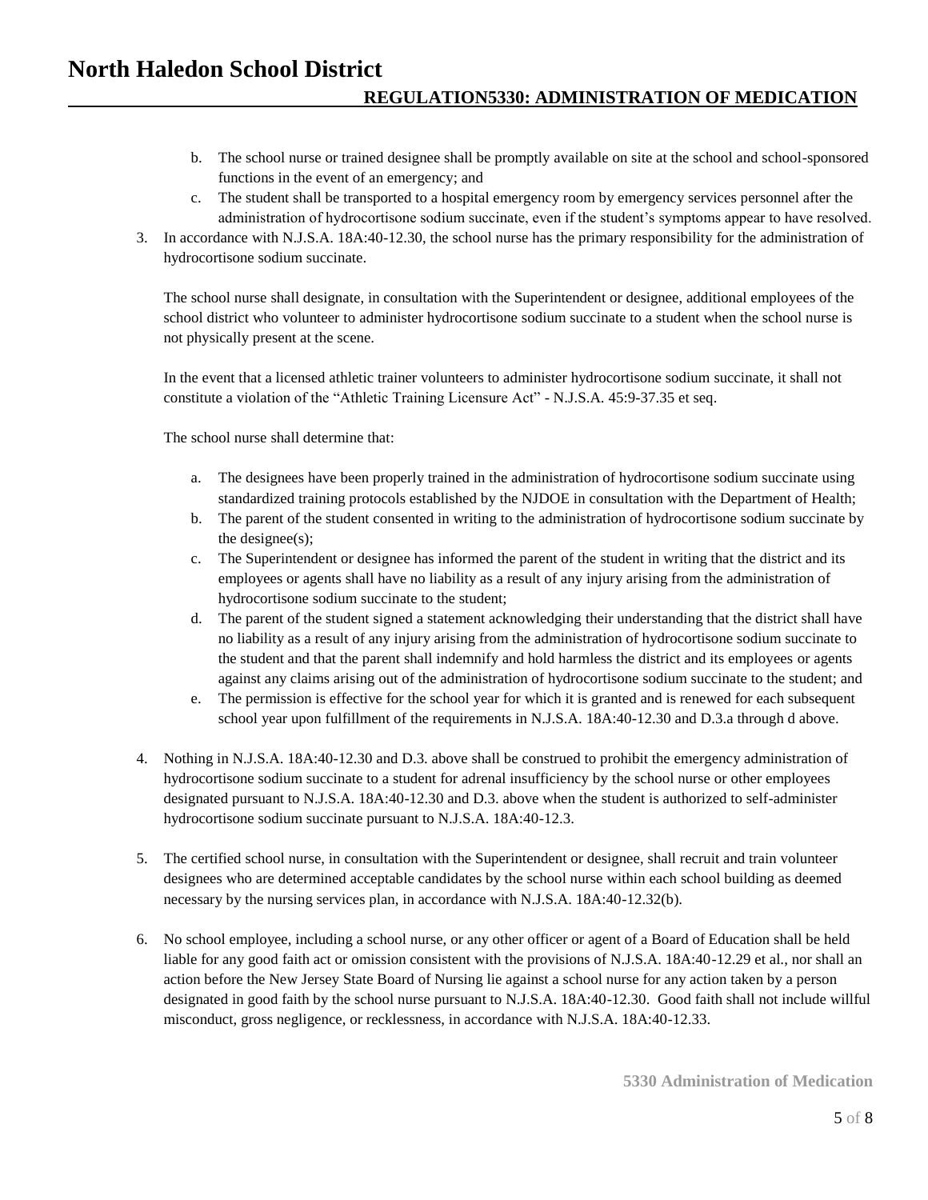b. The school nurse or trained designee shall be promptly available on site at the school and school-sponsored functions in the event of an emergency; and
c. The student shall be transported to a hospital emergency room by emergency services personnel after the administration of hydrocortisone sodium succinate, even if the student's symptoms appear to have resolved.

3. In accordance with N.J.S.A. 18A:40-12.30, the school nurse has the primary responsibility for the administration of hydrocortisone sodium succinate.

   The school nurse shall designate, in consultation with the Superintendent or designee, additional employees of the school district who volunteer to administer hydrocortisone sodium succinate to a student when the school nurse is not physically present at the scene.

   In the event that a licensed athletic trainer volunteers to administer hydrocortisone sodium succinate, it shall not constitute a violation of the "Athletic Training Licensure Act" - N.J.S.A. 45:9-37.35 et seq.

   The school nurse shall determine that:

   a. The designees have been properly trained in the administration of hydrocortisone sodium succinate using standardized training protocols established by the NJDOE in consultation with the Department of Health;
   b. The parent of the student consented in writing to the administration of hydrocortisone sodium succinate by the designee(s);
   c. The Superintendent or designee has informed the parent of the student in writing that the district and its employees or agents shall have no liability as a result of any injury arising from the administration of hydrocortisone sodium succinate to the student;
   d. The parent of the student signed a statement acknowledging their understanding that the district shall have no liability as a result of any injury arising from the administration of hydrocortisone sodium succinate to the student and that the parent shall indemnify and hold harmless the district and its employees or agents against any claims arising out of the administration of hydrocortisone sodium succinate to the student; and
   e. The permission is effective for the school year for which it is granted and is renewed for each subsequent school year upon fulfillment of the requirements in N.J.S.A. 18A:40-12.30 and D.3.a through d above.

4. Nothing in N.J.S.A. 18A:40-12.30 and D.3. above shall be construed to prohibit the emergency administration of hydrocortisone sodium succinate to a student for adrenal insufficiency by the school nurse or other employees designated pursuant to N.J.S.A. 18A:40-12.30 and D.3. above when the student is authorized to self-administer hydrocortisone sodium succinate pursuant to N.J.S.A. 18A:40-12.3.

5. The certified school nurse, in consultation with the Superintendent or designee, shall recruit and train volunteer designees who are determined acceptable candidates by the school nurse within each school building as deemed necessary by the nursing services plan, in accordance with N.J.S.A. 18A:40-12.32(b).

6. No school employee, including a school nurse, or any other officer or agent of a Board of Education shall be held liable for any good faith act or omission consistent with the provisions of N.J.S.A. 18A:40-12.29 et al., nor shall an action before the New Jersey State Board of Nursing lie against a school nurse for any action taken by a person designated in good faith by the school nurse pursuant to N.J.S.A. 18A:40-12.30. Good faith shall not include willful misconduct, gross negligence, or recklessness, in accordance with N.J.S.A. 18A:40-12.33.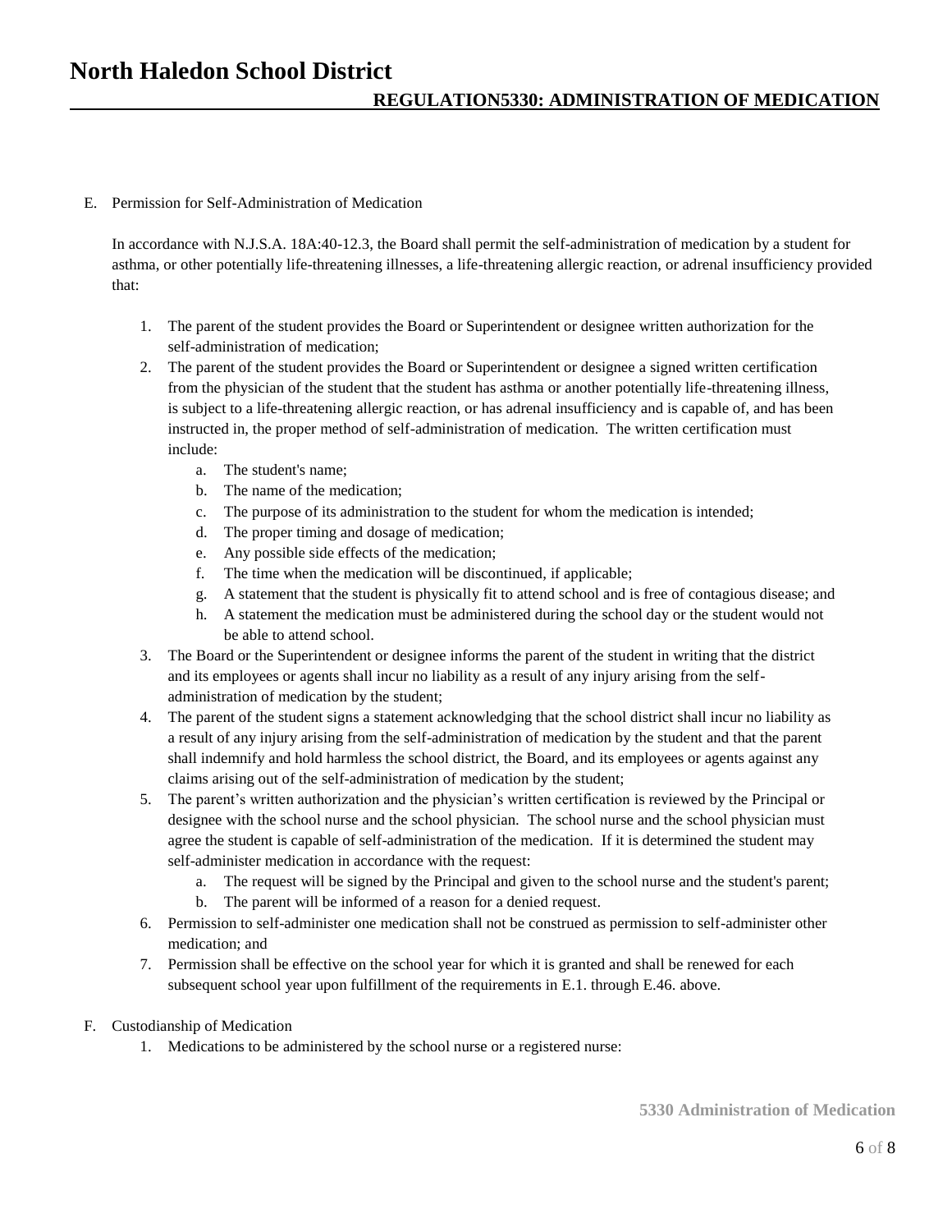E. Permission for Self-Administration of Medication

In accordance with N.J.S.A. 18A:40-12.3, the Board shall permit the self-administration of medication by a student for asthma, or other potentially life-threatening illnesses, a life-threatening allergic reaction, or adrenal insufficiency provided that:

1. The parent of the student provides the Board or Superintendent or designee written authorization for the self-administration of medication;
2. The parent of the student provides the Board or Superintendent or designee a signed written certification from the physician of the student that the student has asthma or another potentially life-threatening illness, is subject to a life-threatening allergic reaction, or has adrenal insufficiency and is capable of, and has been instructed in, the proper method of self-administration of medication. The written certification must include:
   a. The student's name;
   b. The name of the medication;
   c. The purpose of its administration to the student for whom the medication is intended;
   d. The proper timing and dosage of medication;
   e. Any possible side effects of the medication;
   f. The time when the medication will be discontinued, if applicable;
   g. A statement that the student is physically fit to attend school and is free of contagious disease; and
   h. A statement the medication must be administered during the school day or the student would not be able to attend school.
3. The Board or the Superintendent or designee informs the parent of the student in writing that the district and its employees or agents shall incur no liability as a result of any injury arising from the self-administration of medication by the student;
4. The parent of the student signs a statement acknowledging that the school district shall incur no liability as a result of any injury arising from the self-administration of medication by the student and that the parent shall indemnify and hold harmless the school district, the Board, and its employees or agents against any claims arising out of the self-administration of medication by the student;
5. The parent's written authorization and the physician's written certification is reviewed by the Principal or designee with the school nurse and the school physician. The school nurse and the school physician must agree the student is capable of self-administration of the medication. If it is determined the student may self-administer medication in accordance with the request:
   a. The request will be signed by the Principal and given to the school nurse and the student's parent;
   b. The parent will be informed of a reason for a denied request.
6. Permission to self-administer one medication shall not be construed as permission to self-administer other medication; and
7. Permission shall be effective on the school year for which it is granted and shall be renewed for each subsequent school year upon fulfillment of the requirements in E.1. through E.46. above.

F. Custodianship of Medication

1. Medications to be administered by the school nurse or a registered nurse: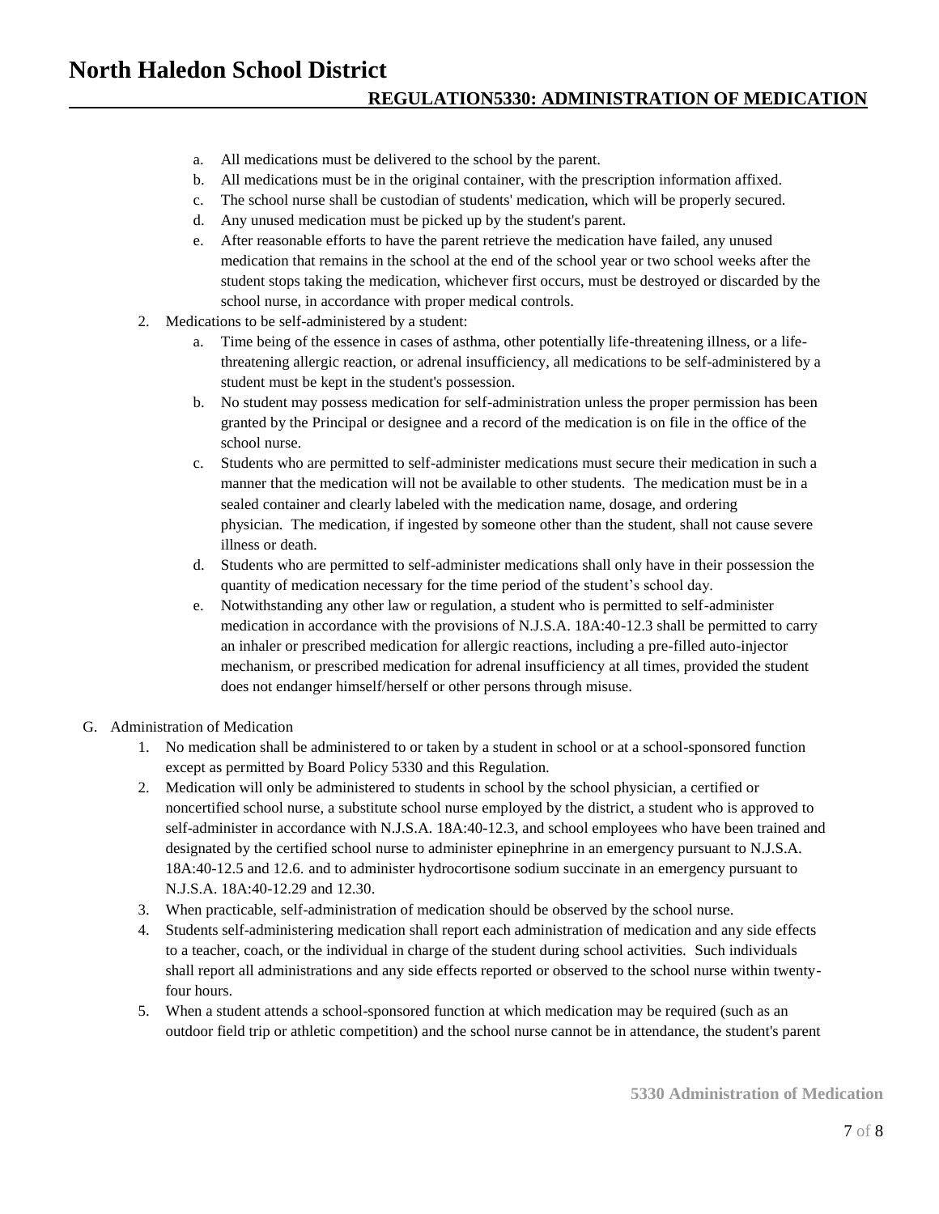a. All medications must be delivered to the school by the parent.
b. All medications must be in the original container, with the prescription information affixed.
c. The school nurse shall be custodian of students' medication, which will be properly secured.
d. Any unused medication must be picked up by the student's parent.
e. After reasonable efforts to have the parent retrieve the medication have failed, any unused medication that remains in the school at the end of the school year or two school weeks after the student stops taking the medication, whichever first occurs, must be destroyed or discarded by the school nurse, in accordance with proper medical controls.

2. Medications to be self-administered by a student:
   a. Time being of the essence in cases of asthma, other potentially life-threatening illness, or a life-threatening allergic reaction, or adrenal insufficiency, all medications to be self-administered by a student must be kept in the student's possession.
   b. No student may possess medication for self-administration unless the proper permission has been granted by the Principal or designee and a record of the medication is on file in the office of the school nurse.
   c. Students who are permitted to self-administer medications must secure their medication in such a manner that the medication will not be available to other students. The medication must be in a sealed container and clearly labeled with the medication name, dosage, and ordering physician. The medication, if ingested by someone other than the student, shall not cause severe illness or death.
   d. Students who are permitted to self-administer medications shall only have in their possession the quantity of medication necessary for the time period of the student's school day.
   e. Notwithstanding any other law or regulation, a student who is permitted to self-administer medication in accordance with the provisions of N.J.S.A. 18A:40-12.3 shall be permitted to carry an inhaler or prescribed medication for allergic reactions, including a pre-filled auto-injector mechanism, or prescribed medication for adrenal insufficiency at all times, provided the student does not endanger himself/herself or other persons through misuse.

G. Administration of Medication

1. No medication shall be administered to or taken by a student in school or at a school-sponsored function except as permitted by Board Policy 5330 and this Regulation.
2. Medication will only be administered to students in school by the school physician, a certified or noncertified school nurse, a substitute school nurse employed by the district, a student who is approved to self-administer in accordance with N.J.S.A. 18A:40-12.3, and school employees who have been trained and designated by the certified school nurse to administer epinephrine in an emergency pursuant to N.J.S.A. 18A:40-12.5 and 12.6. and to administer hydrocortisone sodium succinate in an emergency pursuant to N.J.S.A. 18A:40-12.29 and 12.30.
3. When practicable, self-administration of medication should be observed by the school nurse.
4. Students self-administering medication shall report each administration of medication and any side effects to a teacher, coach, or the individual in charge of the student during school activities. Such individuals shall report all administrations and any side effects reported or observed to the school nurse within twenty-four hours.
5. When a student attends a school-sponsored function at which medication may be required (such as an outdoor field trip or athletic competition) and the school nurse cannot be in attendance, the student's parent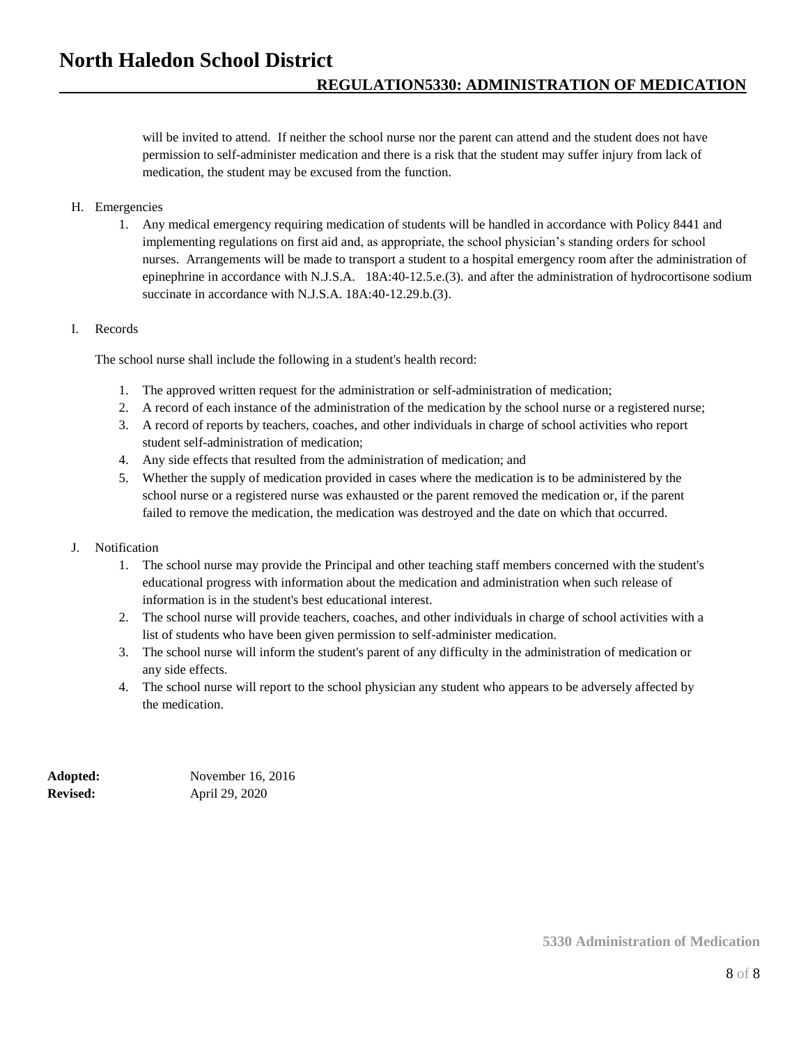will be invited to attend. If neither the school nurse nor the parent can attend and the student does not have permission to self-administer medication and there is a risk that the student may suffer injury from lack of medication, the student may be excused from the function.

H. Emergencies

1. Any medical emergency requiring medication of students will be handled in accordance with Policy 8441 and implementing regulations on first aid and, as appropriate, the school physician's standing orders for school nurses. Arrangements will be made to transport a student to a hospital emergency room after the administration of epinephrine in accordance with N.J.S.A. 18A:40-12.5.e.(3). and after the administration of hydrocortisone sodium succinate in accordance with N.J.S.A. 18A:40-12.29.b.(3).

I. Records

The school nurse shall include the following in a student's health record:

1. The approved written request for the administration or self-administration of medication;
2. A record of each instance of the administration of the medication by the school nurse or a registered nurse;
3. A record of reports by teachers, coaches, and other individuals in charge of school activities who report student self-administration of medication;
4. Any side effects that resulted from the administration of medication; and
5. Whether the supply of medication provided in cases where the medication is to be administered by the school nurse or a registered nurse was exhausted or the parent removed the medication or, if the parent failed to remove the medication, the medication was destroyed and the date on which that occurred.

J. Notification

1. The school nurse may provide the Principal and other teaching staff members concerned with the student's educational progress with information about the medication and administration when such release of information is in the student's best educational interest.
2. The school nurse will provide teachers, coaches, and other individuals in charge of school activities with a list of students who have been given permission to self-administer medication.
3. The school nurse will inform the student's parent of any difficulty in the administration of medication or any side effects.
4. The school nurse will report to the school physician any student who appears to be adversely affected by the medication.

**Adopted:** November 16, 2016
**Revised:** April 29, 2020